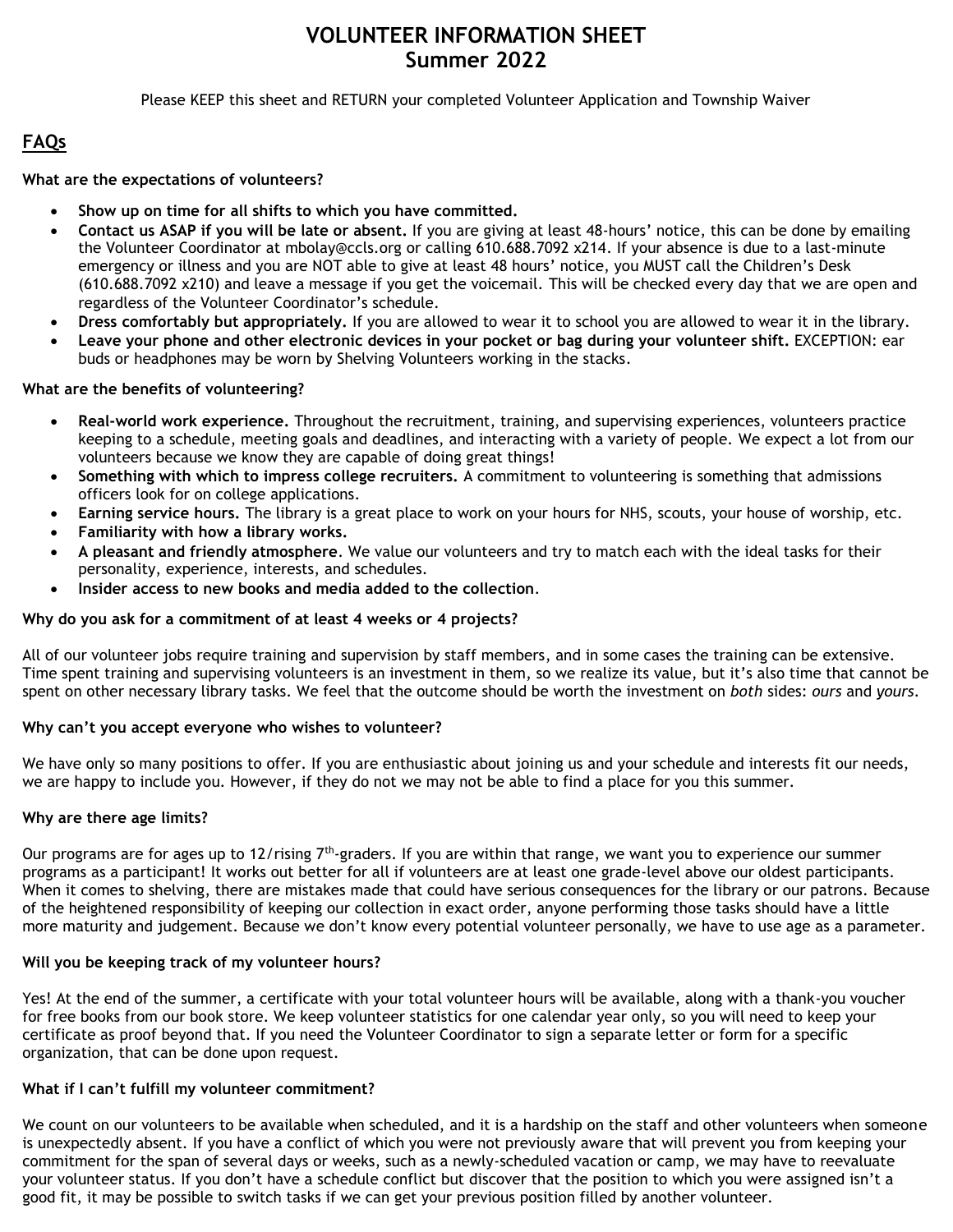# VOLUNTEER INFORMATION SHEET
# Summer 2022

Please KEEP this sheet and RETURN your completed Volunteer Application and Township Waiver

## FAQs

**What are the expectations of volunteers?**

- **Show up on time for all shifts to which you have committed.**
- **Contact us ASAP if you will be late or absent.** If you are giving at least 48-hours' notice, this can be done by emailing the Volunteer Coordinator at mbolay@ccls.org or calling 610.688.7092 x214. If your absence is due to a last-minute emergency or illness and you are NOT able to give at least 48 hours' notice, you MUST call the Children's Desk (610.688.7092 x210) and leave a message if you get the voicemail. This will be checked every day that we are open and regardless of the Volunteer Coordinator's schedule.
- **Dress comfortably but appropriately.** If you are allowed to wear it to school you are allowed to wear it in the library.
- **Leave your phone and other electronic devices in your pocket or bag during your volunteer shift.** EXCEPTION: ear buds or headphones may be worn by Shelving Volunteers working in the stacks.

**What are the benefits of volunteering?**

- **Real-world work experience.** Throughout the recruitment, training, and supervising experiences, volunteers practice keeping to a schedule, meeting goals and deadlines, and interacting with a variety of people. We expect a lot from our volunteers because we know they are capable of doing great things!
- **Something with which to impress college recruiters.** A commitment to volunteering is something that admissions officers look for on college applications.
- **Earning service hours.** The library is a great place to work on your hours for NHS, scouts, your house of worship, etc.
- **Familiarity with how a library works.**
- **A pleasant and friendly atmosphere**. We value our volunteers and try to match each with the ideal tasks for their personality, experience, interests, and schedules.
- **Insider access to new books and media added to the collection**.

**Why do you ask for a commitment of at least 4 weeks or 4 projects?**

All of our volunteer jobs require training and supervision by staff members, and in some cases the training can be extensive. Time spent training and supervising volunteers is an investment in them, so we realize its value, but it's also time that cannot be spent on other necessary library tasks. We feel that the outcome should be worth the investment on *both* sides: *ours* and *yours*.

**Why can't you accept everyone who wishes to volunteer?**

We have only so many positions to offer. If you are enthusiastic about joining us and your schedule and interests fit our needs, we are happy to include you. However, if they do not we may not be able to find a place for you this summer.

**Why are there age limits?**

Our programs are for ages up to 12/rising 7th-graders. If you are within that range, we want you to experience our summer programs as a participant! It works out better for all if volunteers are at least one grade-level above our oldest participants. When it comes to shelving, there are mistakes made that could have serious consequences for the library or our patrons. Because of the heightened responsibility of keeping our collection in exact order, anyone performing those tasks should have a little more maturity and judgement. Because we don't know every potential volunteer personally, we have to use age as a parameter.

**Will you be keeping track of my volunteer hours?**

Yes! At the end of the summer, a certificate with your total volunteer hours will be available, along with a thank-you voucher for free books from our book store. We keep volunteer statistics for one calendar year only, so you will need to keep your certificate as proof beyond that. If you need the Volunteer Coordinator to sign a separate letter or form for a specific organization, that can be done upon request.

**What if I can't fulfill my volunteer commitment?**

We count on our volunteers to be available when scheduled, and it is a hardship on the staff and other volunteers when someone is unexpectedly absent. If you have a conflict of which you were not previously aware that will prevent you from keeping your commitment for the span of several days or weeks, such as a newly-scheduled vacation or camp, we may have to reevaluate your volunteer status. If you don't have a schedule conflict but discover that the position to which you were assigned isn't a good fit, it may be possible to switch tasks if we can get your previous position filled by another volunteer.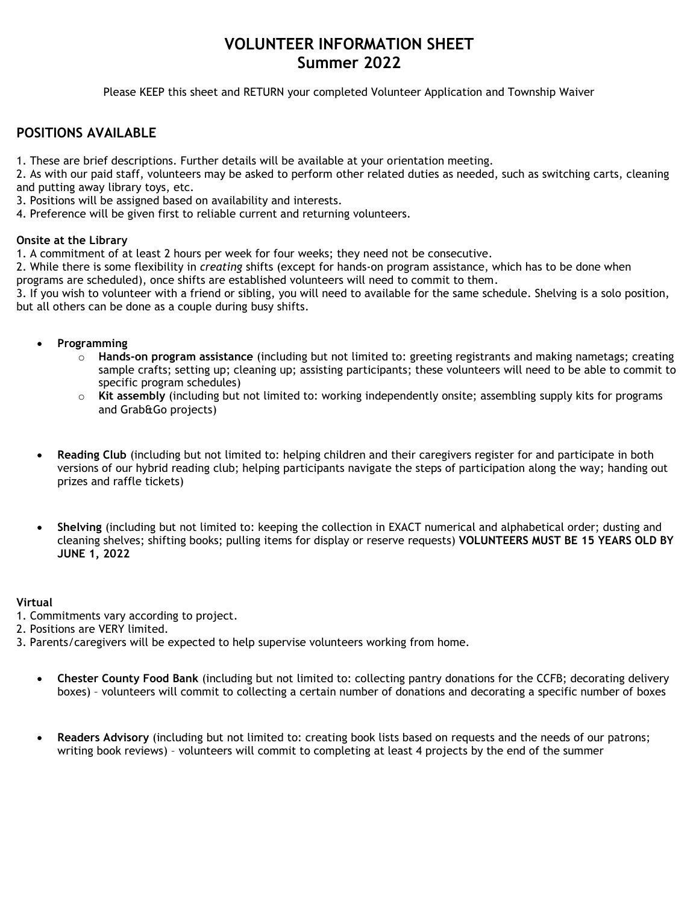# VOLUNTEER INFORMATION SHEET
# Summer 2022

Please KEEP this sheet and RETURN your completed Volunteer Application and Township Waiver

## POSITIONS AVAILABLE

1. These are brief descriptions. Further details will be available at your orientation meeting.
2. As with our paid staff, volunteers may be asked to perform other related duties as needed, such as switching carts, cleaning and putting away library toys, etc.
3. Positions will be assigned based on availability and interests.
4. Preference will be given first to reliable current and returning volunteers.

**Onsite at the Library**

1. A commitment of at least 2 hours per week for four weeks; they need not be consecutive.
2. While there is some flexibility in *creating* shifts (except for hands-on program assistance, which has to be done when programs are scheduled), once shifts are established volunteers will need to commit to them.
3. If you wish to volunteer with a friend or sibling, you will need to available for the same schedule. Shelving is a solo position, but all others can be done as a couple during busy shifts.

- **Programming**
  - **Hands-on program assistance** (including but not limited to: greeting registrants and making nametags; creating sample crafts; setting up; cleaning up; assisting participants; these volunteers will need to be able to commit to specific program schedules)
  - **Kit assembly** (including but not limited to: working independently onsite; assembling supply kits for programs and Grab&Go projects)

- **Reading Club** (including but not limited to: helping children and their caregivers register for and participate in both versions of our hybrid reading club; helping participants navigate the steps of participation along the way; handing out prizes and raffle tickets)

- **Shelving** (including but not limited to: keeping the collection in EXACT numerical and alphabetical order; dusting and cleaning shelves; shifting books; pulling items for display or reserve requests) **VOLUNTEERS MUST BE 15 YEARS OLD BY JUNE 1, 2022**

**Virtual**

1. Commitments vary according to project.
2. Positions are VERY limited.
3. Parents/caregivers will be expected to help supervise volunteers working from home.

- **Chester County Food Bank** (including but not limited to: collecting pantry donations for the CCFB; decorating delivery boxes) – volunteers will commit to collecting a certain number of donations and decorating a specific number of boxes

- **Readers Advisory** (including but not limited to: creating book lists based on requests and the needs of our patrons; writing book reviews) – volunteers will commit to completing at least 4 projects by the end of the summer